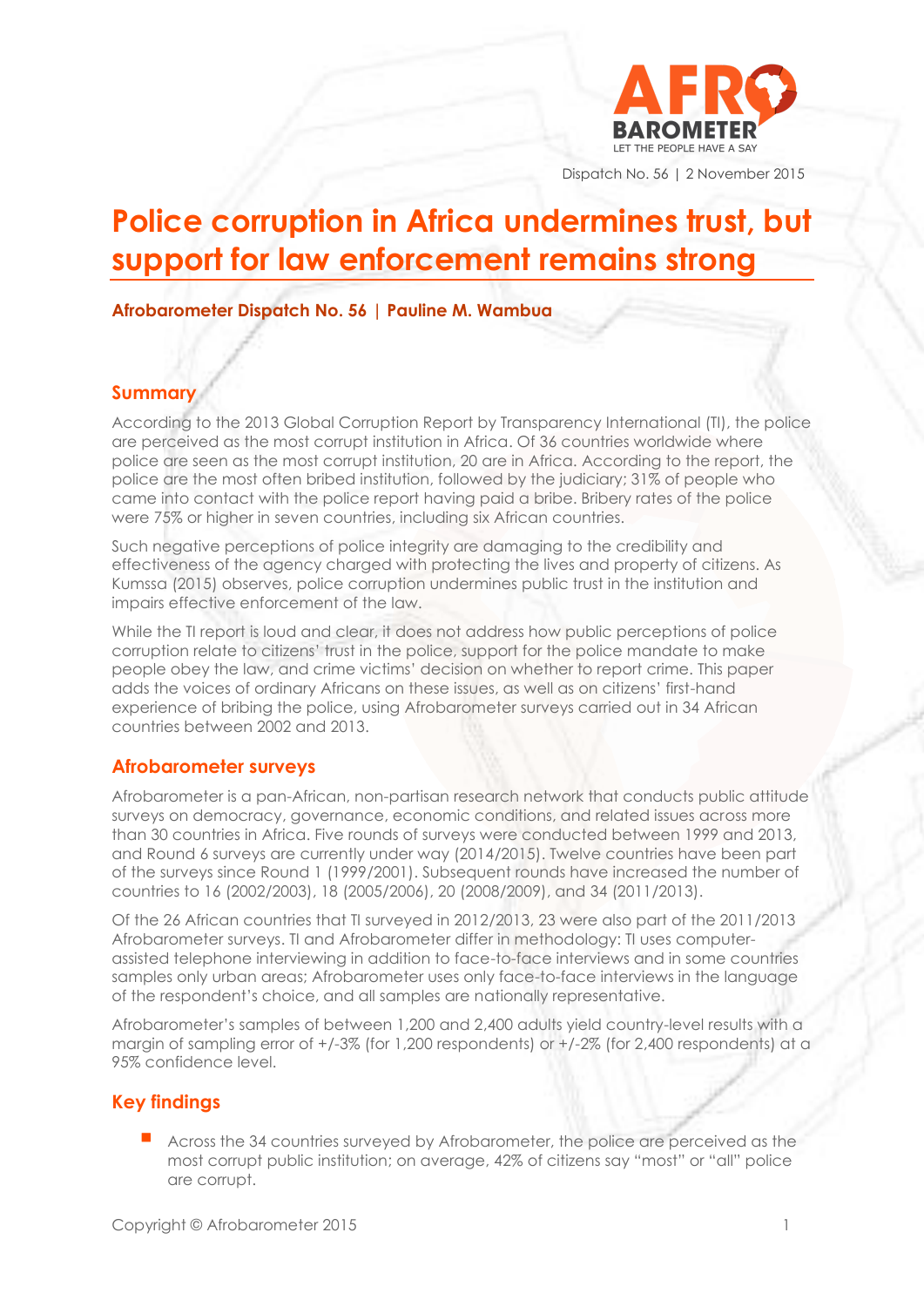Dispatch No. 56 | 2 November 2015

# Police corruption in Africa undermines trust, but support for law enforcement remains strong

**Afrobarometer Dispatch No. 56 | Pauline M. Wambua**

## Summary

According to the 2013 Global Corruption Report by Transparency International (TI), the police are perceived as the most corrupt institution in Africa. Of 36 countries worldwide where police are seen as the most corrupt institution, 20 are in Africa. According to the report, the police are the most often bribed institution, followed by the judiciary; 31% of people who came into contact with the police report having paid a bribe. Bribery rates of the police were 75% or higher in seven countries, including six African countries.

Such negative perceptions of police integrity are damaging to the credibility and effectiveness of the agency charged with protecting the lives and property of citizens. As Kumssa (2015) observes, police corruption undermines public trust in the institution and impairs effective enforcement of the law.

While the TI report is loud and clear, it does not address how public perceptions of police corruption relate to citizens' trust in the police, support for the police mandate to make people obey the law, and crime victims' decision on whether to report crime. This paper adds the voices of ordinary Africans on these issues, as well as on citizens' first-hand experience of bribing the police, using Afrobarometer surveys carried out in 34 African countries between 2002 and 2013.

## Afrobarometer surveys

Afrobarometer is a pan-African, non-partisan research network that conducts public attitude surveys on democracy, governance, economic conditions, and related issues across more than 30 countries in Africa. Five rounds of surveys were conducted between 1999 and 2013, and Round 6 surveys are currently under way (2014/2015). Twelve countries have been part of the surveys since Round 1 (1999/2001). Subsequent rounds have increased the number of countries to 16 (2002/2003), 18 (2005/2006), 20 (2008/2009), and 34 (2011/2013).

Of the 26 African countries that TI surveyed in 2012/2013, 23 were also part of the 2011/2013 Afrobarometer surveys. TI and Afrobarometer differ in methodology: TI uses computer-assisted telephone interviewing in addition to face-to-face interviews and in some countries samples only urban areas; Afrobarometer uses only face-to-face interviews in the language of the respondent's choice, and all samples are nationally representative.

Afrobarometer's samples of between 1,200 and 2,400 adults yield country-level results with a margin of sampling error of +/-3% (for 1,200 respondents) or +/-2% (for 2,400 respondents) at a 95% confidence level.

## Key findings

- Across the 34 countries surveyed by Afrobarometer, the police are perceived as the most corrupt public institution; on average, 42% of citizens say "most" or "all" police are corrupt.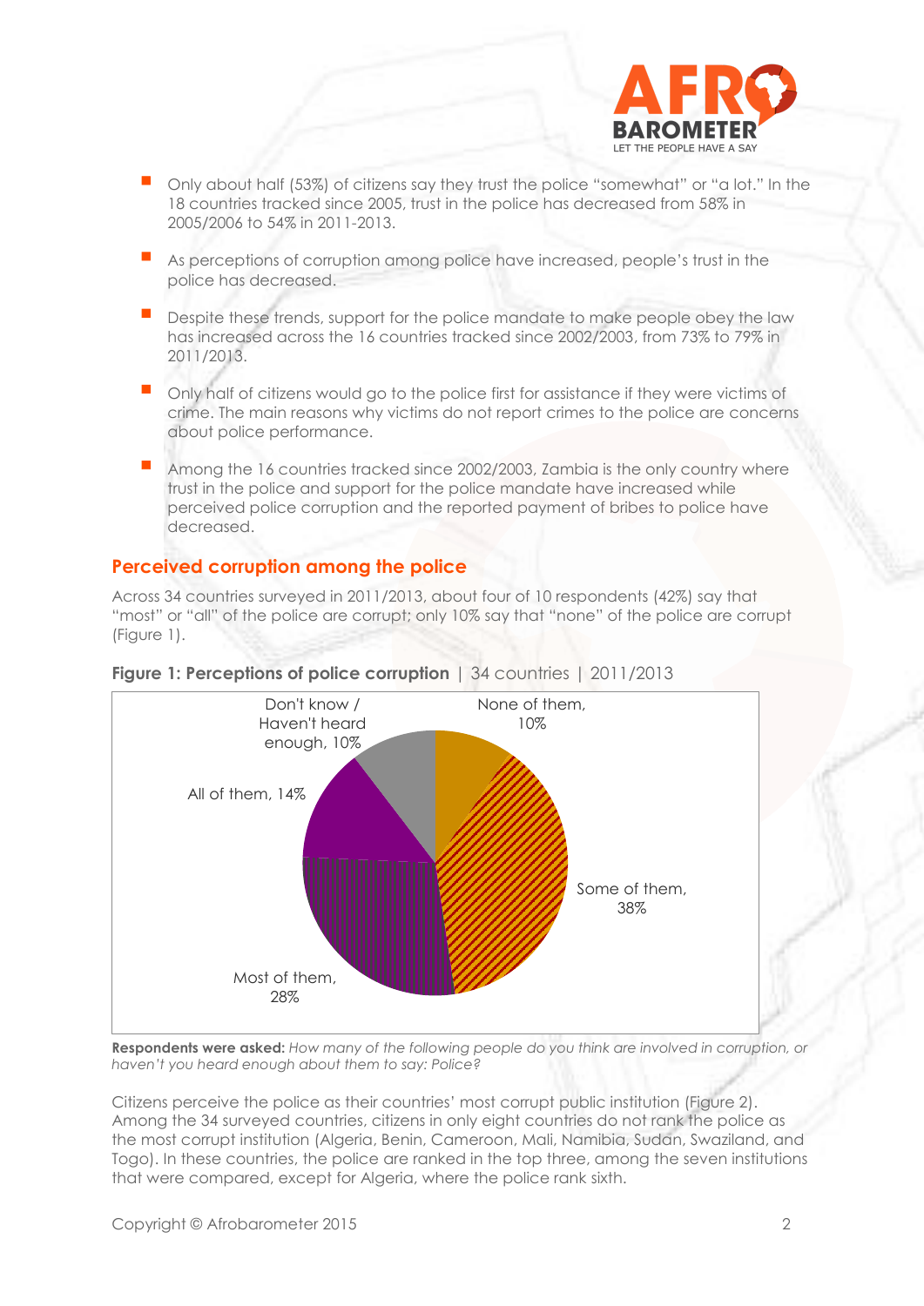- Only about half (53%) of citizens say they trust the police "somewhat" or "a lot." In the 18 countries tracked since 2005, trust in the police has decreased from 58% in 2005/2006 to 54% in 2011-2013.
- As perceptions of corruption among police have increased, people's trust in the police has decreased.
- Despite these trends, support for the police mandate to make people obey the law has increased across the 16 countries tracked since 2002/2003, from 73% to 79% in 2011/2013.
- Only half of citizens would go to the police first for assistance if they were victims of crime. The main reasons why victims do not report crimes to the police are concerns about police performance.
- Among the 16 countries tracked since 2002/2003, Zambia is the only country where trust in the police and support for the police mandate have increased while perceived police corruption and the reported payment of bribes to police have decreased.

## Perceived corruption among the police

Across 34 countries surveyed in 2011/2013, about four of 10 respondents (42%) say that "most" or "all" of the police are corrupt; only 10% say that "none" of the police are corrupt (Figure 1).

**Figure 1: Perceptions of police corruption** | 34 countries | 2011/2013

| Response | Percentage |
|---|---|
| None of them | 10% |
| Some of them | 38% |
| Most of them | 28% |
| All of them | 14% |
| Don't know / Haven't heard enough | 10% |

**Respondents were asked:** *How many of the following people do you think are involved in corruption, or haven't you heard enough about them to say: Police?*

Citizens perceive the police as their countries' most corrupt public institution (Figure 2). Among the 34 surveyed countries, citizens in only eight countries do not rank the police as the most corrupt institution (Algeria, Benin, Cameroon, Mali, Namibia, Sudan, Swaziland, and Togo). In these countries, the police are ranked in the top three, among the seven institutions that were compared, except for Algeria, where the police rank sixth.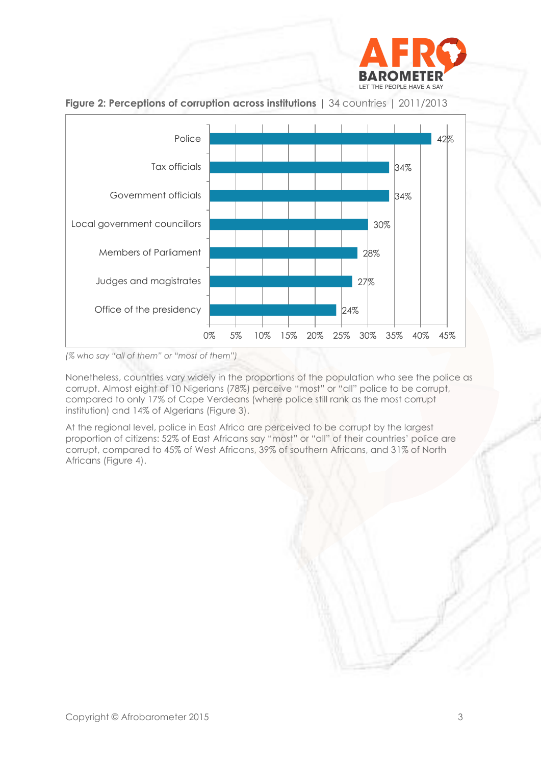**Figure 2: Perceptions of corruption across institutions** | 34 countries | 2011/2013

| Institution | % |
|---|---|
| Police | 42% |
| Tax officials | 34% |
| Government officials | 34% |
| Local government councillors | 30% |
| Members of Parliament | 28% |
| Judges and magistrates | 27% |
| Office of the presidency | 24% |

*(% who say "all of them" or "most of them")*

Nonetheless, countries vary widely in the proportions of the population who see the police as corrupt. Almost eight of 10 Nigerians (78%) perceive "most" or "all" police to be corrupt, compared to only 17% of Cape Verdeans (where police still rank as the most corrupt institution) and 14% of Algerians (Figure 3).

At the regional level, police in East Africa are perceived to be corrupt by the largest proportion of citizens: 52% of East Africans say "most" or "all" of their countries' police are corrupt, compared to 45% of West Africans, 39% of southern Africans, and 31% of North Africans (Figure 4).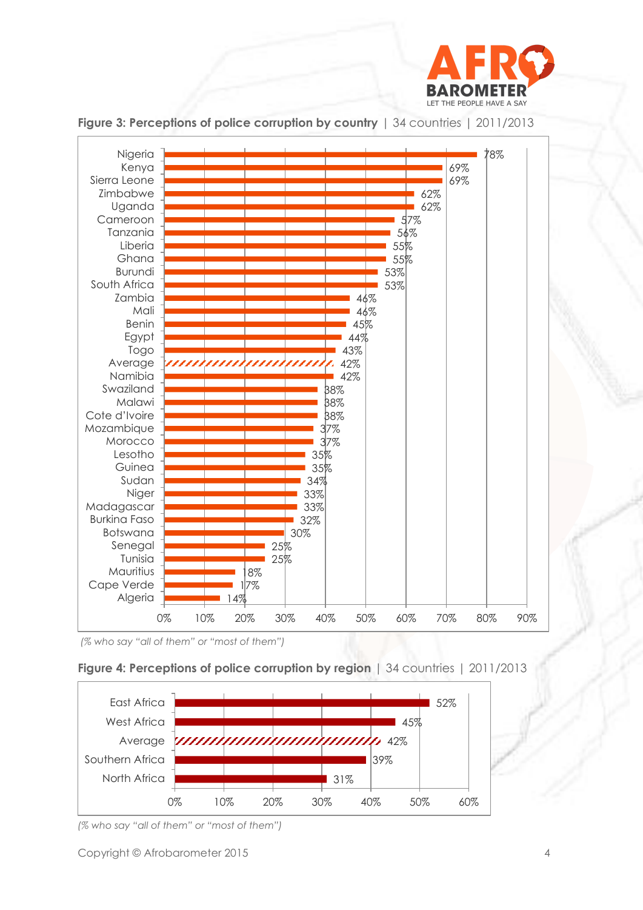**Figure 3: Perceptions of police corruption by country** | 34 countries | 2011/2013

| Country | % |
|---|---|
| Nigeria | 78% |
| Kenya | 69% |
| Sierra Leone | 69% |
| Zimbabwe | 62% |
| Uganda | 62% |
| Cameroon | 57% |
| Tanzania | 56% |
| Liberia | 55% |
| Ghana | 55% |
| Burundi | 53% |
| South Africa | 53% |
| Zambia | 46% |
| Mali | 46% |
| Benin | 45% |
| Egypt | 44% |
| Togo | 43% |
| Average | 42% |
| Namibia | 42% |
| Swaziland | 38% |
| Malawi | 38% |
| Cote d'Ivoire | 38% |
| Mozambique | 37% |
| Morocco | 37% |
| Lesotho | 35% |
| Guinea | 35% |
| Sudan | 34% |
| Niger | 33% |
| Madagascar | 33% |
| Burkina Faso | 32% |
| Botswana | 30% |
| Senegal | 25% |
| Tunisia | 25% |
| Mauritius | 18% |
| Cape Verde | 17% |
| Algeria | 14% |

*(% who say "all of them" or "most of them")*

**Figure 4: Perceptions of police corruption by region** | 34 countries | 2011/2013

| Region | % |
|---|---|
| East Africa | 52% |
| West Africa | 45% |
| Average | 42% |
| Southern Africa | 39% |
| North Africa | 31% |

*(% who say "all of them" or "most of them")*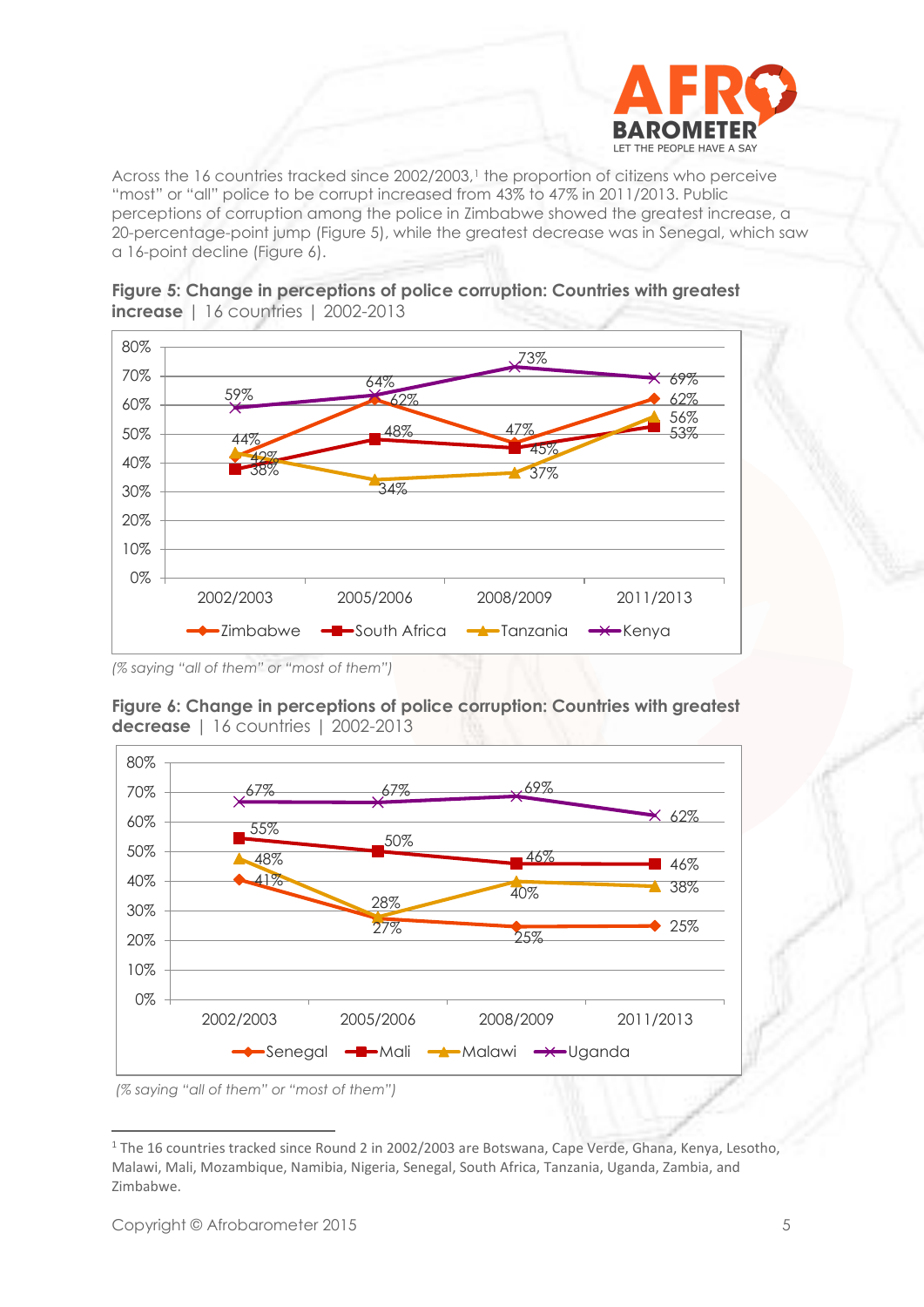Across the 16 countries tracked since 2002/2003,[1] the proportion of citizens who perceive "most" or "all" police to be corrupt increased from 43% to 47% in 2011/2013. Public perceptions of corruption among the police in Zimbabwe showed the greatest increase, a 20-percentage-point jump (Figure 5), while the greatest decrease was in Senegal, which saw a 16-point decline (Figure 6).

**Figure 5: Change in perceptions of police corruption: Countries with greatest increase** | 16 countries | 2002-2013

| | 2002/2003 | 2005/2006 | 2008/2009 | 2011/2013 |
|---|---|---|---|---|
| Zimbabwe | 42% | 62% | 47% | 62% |
| South Africa | 38% | 48% | 45% | 53% |
| Tanzania | 44% | 34% | 37% | 56% |
| Kenya | 59% | 64% | 73% | 69% |

*(% saying "all of them" or "most of them")*

**Figure 6: Change in perceptions of police corruption: Countries with greatest decrease** | 16 countries | 2002-2013

| | 2002/2003 | 2005/2006 | 2008/2009 | 2011/2013 |
|---|---|---|---|---|
| Senegal | 41% | 27% | 25% | 25% |
| Mali | 55% | 50% | 46% | 46% |
| Malawi | 48% | 28% | 40% | 38% |
| Uganda | 67% | 67% | 69% | 62% |

*(% saying "all of them" or "most of them")*

[1] The 16 countries tracked since Round 2 in 2002/2003 are Botswana, Cape Verde, Ghana, Kenya, Lesotho, Malawi, Mali, Mozambique, Namibia, Nigeria, Senegal, South Africa, Tanzania, Uganda, Zambia, and Zimbabwe.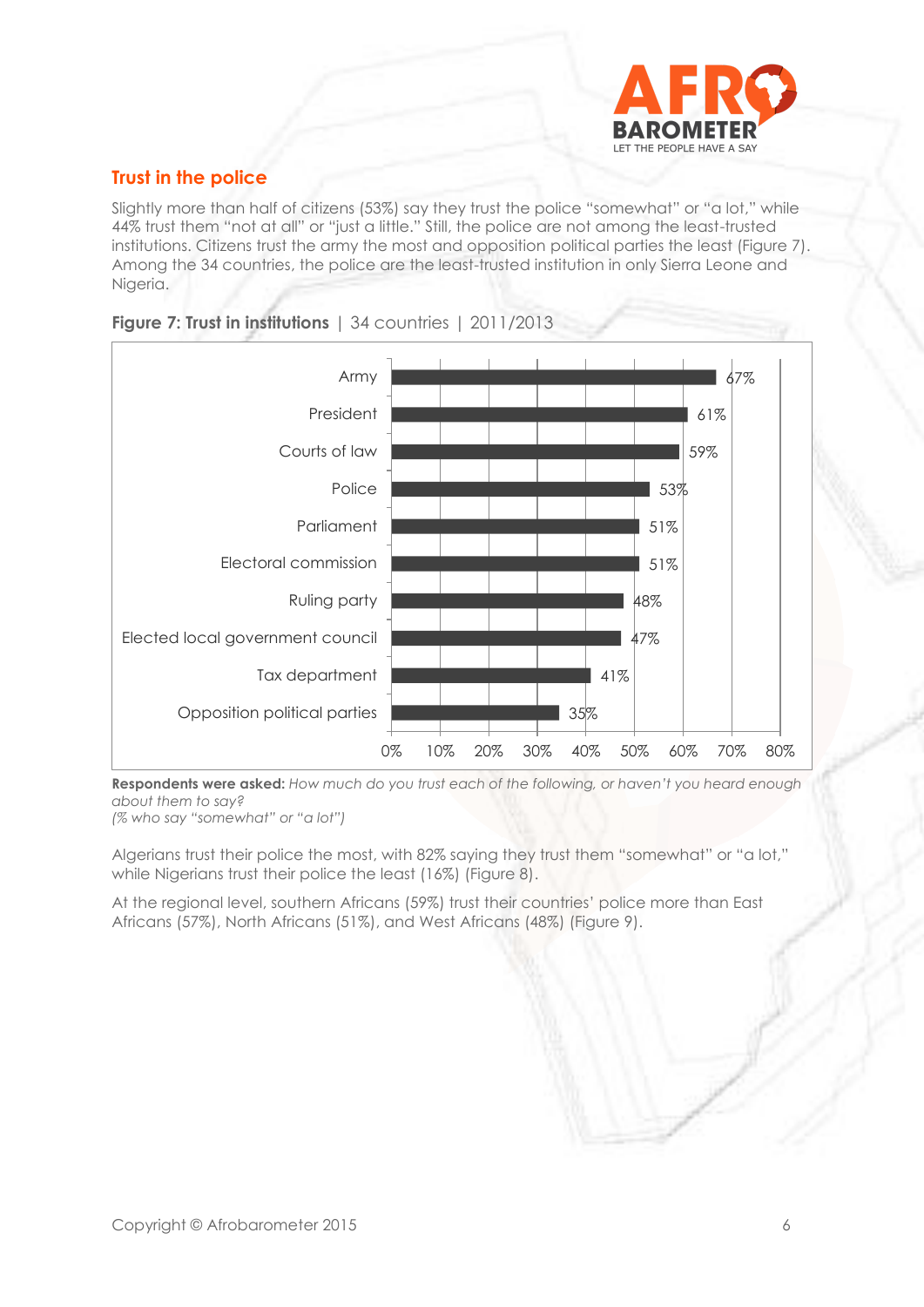## Trust in the police

Slightly more than half of citizens (53%) say they trust the police "somewhat" or "a lot," while 44% trust them "not at all" or "just a little." Still, the police are not among the least-trusted institutions. Citizens trust the army the most and opposition political parties the least (Figure 7). Among the 34 countries, the police are the least-trusted institution in only Sierra Leone and Nigeria.

**Figure 7: Trust in institutions** | 34 countries | 2011/2013

| Institution | % |
|---|---|
| Army | 67% |
| President | 61% |
| Courts of law | 59% |
| Police | 53% |
| Parliament | 51% |
| Electoral commission | 51% |
| Ruling party | 48% |
| Elected local government council | 47% |
| Tax department | 41% |
| Opposition political parties | 35% |

**Respondents were asked:** *How much do you trust each of the following, or haven't you heard enough about them to say?*
*(% who say "somewhat" or "a lot")*

Algerians trust their police the most, with 82% saying they trust them "somewhat" or "a lot," while Nigerians trust their police the least (16%) (Figure 8).

At the regional level, southern Africans (59%) trust their countries' police more than East Africans (57%), North Africans (51%), and West Africans (48%) (Figure 9).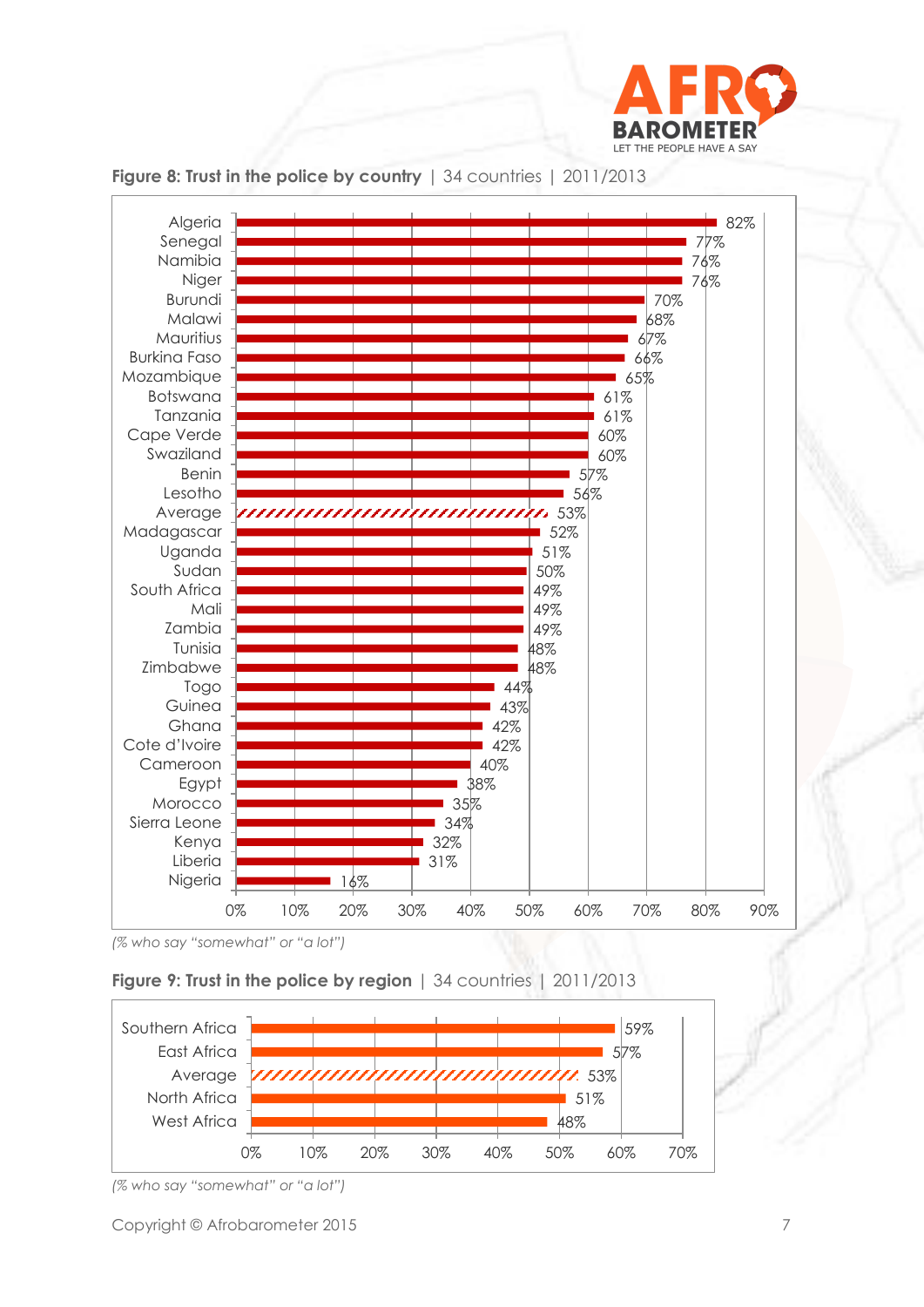**Figure 8: Trust in the police by country** | 34 countries | 2011/2013

| Country | % |
|---|---|
| Algeria | 82% |
| Senegal | 77% |
| Namibia | 76% |
| Niger | 76% |
| Burundi | 70% |
| Malawi | 68% |
| Mauritius | 67% |
| Burkina Faso | 66% |
| Mozambique | 65% |
| Botswana | 61% |
| Tanzania | 61% |
| Cape Verde | 60% |
| Swaziland | 60% |
| Benin | 57% |
| Lesotho | 56% |
| Average | 53% |
| Madagascar | 52% |
| Uganda | 51% |
| Sudan | 50% |
| South Africa | 49% |
| Mali | 49% |
| Zambia | 49% |
| Tunisia | 48% |
| Zimbabwe | 48% |
| Togo | 44% |
| Guinea | 43% |
| Ghana | 42% |
| Cote d'Ivoire | 42% |
| Cameroon | 40% |
| Egypt | 38% |
| Morocco | 35% |
| Sierra Leone | 34% |
| Kenya | 32% |
| Liberia | 31% |
| Nigeria | 16% |

*(% who say "somewhat" or "a lot")*

**Figure 9: Trust in the police by region** | 34 countries | 2011/2013

| Region | % |
|---|---|
| Southern Africa | 59% |
| East Africa | 57% |
| Average | 53% |
| North Africa | 51% |
| West Africa | 48% |

*(% who say "somewhat" or "a lot")*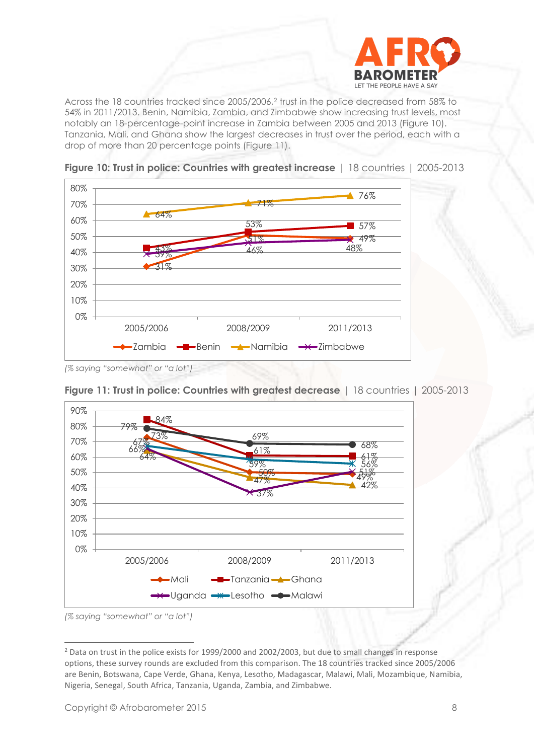Across the 18 countries tracked since 2005/2006,[2] trust in the police decreased from 58% to 54% in 2011/2013. Benin, Namibia, Zambia, and Zimbabwe show increasing trust levels, most notably an 18-percentage-point increase in Zambia between 2005 and 2013 (Figure 10). Tanzania, Mali, and Ghana show the largest decreases in trust over the period, each with a drop of more than 20 percentage points (Figure 11).

**Figure 10: Trust in police: Countries with greatest increase** | 18 countries | 2005-2013

| | 2005/2006 | 2008/2009 | 2011/2013 |
|---|---|---|---|
| Zambia | 31% | 51% | 49% |
| Benin | 43% | 53% | 57% |
| Namibia | 64% | 71% | 76% |
| Zimbabwe | 39% | 46% | 48% |

*(% saying "somewhat" or "a lot")*

**Figure 11: Trust in police: Countries with greatest decrease** | 18 countries | 2005-2013

| | 2005/2006 | 2008/2009 | 2011/2013 |
|---|---|---|---|
| Mali | 73% | 50% | 49% |
| Tanzania | 84% | 61% | 61% |
| Ghana | 64% | 47% | 42% |
| Uganda | 66% | 37% | 51% |
| Lesotho | 67% | 59% | 56% |
| Malawi | 79% | 69% | 68% |

*(% saying "somewhat" or "a lot")*

[2] Data on trust in the police exists for 1999/2000 and 2002/2003, but due to small changes in response options, these survey rounds are excluded from this comparison. The 18 countries tracked since 2005/2006 are Benin, Botswana, Cape Verde, Ghana, Kenya, Lesotho, Madagascar, Malawi, Mali, Mozambique, Namibia, Nigeria, Senegal, South Africa, Tanzania, Uganda, Zambia, and Zimbabwe.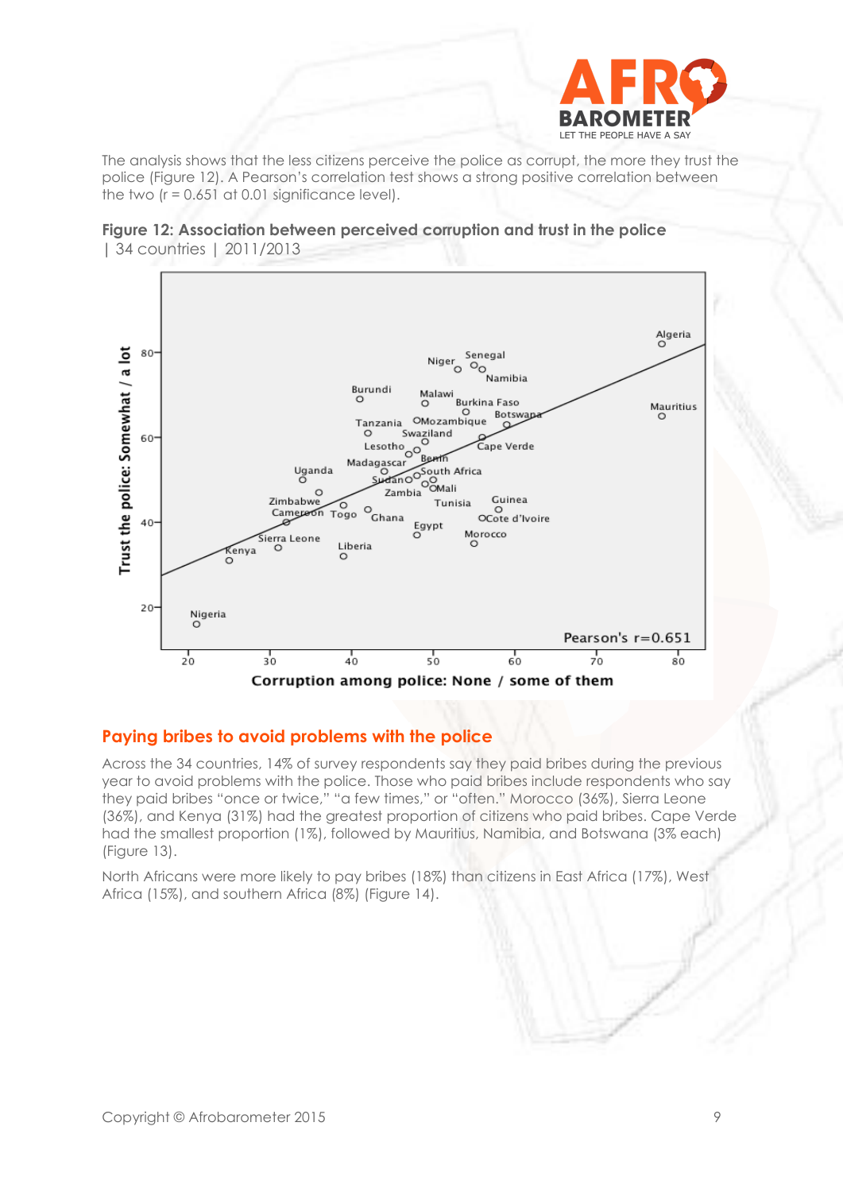The analysis shows that the less citizens perceive the police as corrupt, the more they trust the police (Figure 12). A Pearson's correlation test shows a strong positive correlation between the two ($r = 0.651$ at 0.01 significance level).

**Figure 12: Association between perceived corruption and trust in the police** | 34 countries | 2011/2013

## Paying bribes to avoid problems with the police

Across the 34 countries, 14% of survey respondents say they paid bribes during the previous year to avoid problems with the police. Those who paid bribes include respondents who say they paid bribes "once or twice," "a few times," or "often." Morocco (36%), Sierra Leone (36%), and Kenya (31%) had the greatest proportion of citizens who paid bribes. Cape Verde had the smallest proportion (1%), followed by Mauritius, Namibia, and Botswana (3% each) (Figure 13).

North Africans were more likely to pay bribes (18%) than citizens in East Africa (17%), West Africa (15%), and southern Africa (8%) (Figure 14).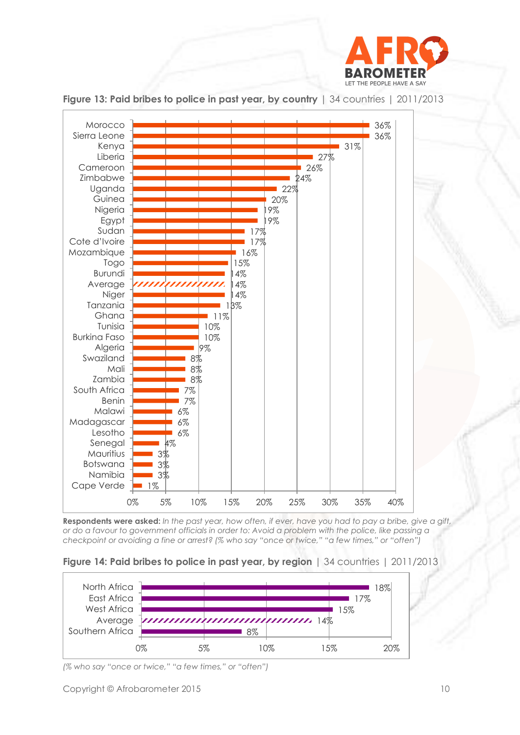**Figure 13: Paid bribes to police in past year, by country** | 34 countries | 2011/2013

| Country | % |
|---|---|
| Morocco | 36% |
| Sierra Leone | 36% |
| Kenya | 31% |
| Liberia | 27% |
| Cameroon | 26% |
| Zimbabwe | 24% |
| Uganda | 22% |
| Guinea | 20% |
| Nigeria | 19% |
| Egypt | 19% |
| Sudan | 17% |
| Cote d'Ivoire | 17% |
| Mozambique | 16% |
| Togo | 15% |
| Burundi | 14% |
| Average | 14% |
| Niger | 14% |
| Tanzania | 13% |
| Ghana | 11% |
| Tunisia | 10% |
| Burkina Faso | 10% |
| Algeria | 9% |
| Swaziland | 8% |
| Mali | 8% |
| Zambia | 8% |
| South Africa | 7% |
| Benin | 7% |
| Malawi | 6% |
| Madagascar | 6% |
| Lesotho | 6% |
| Senegal | 4% |
| Mauritius | 3% |
| Botswana | 3% |
| Namibia | 3% |
| Cape Verde | 1% |

**Respondents were asked:** *In the past year, how often, if ever, have you had to pay a bribe, give a gift, or do a favour to government officials in order to: Avoid a problem with the police, like passing a checkpoint or avoiding a fine or arrest? (% who say "once or twice," "a few times," or "often")*

**Figure 14: Paid bribes to police in past year, by region** | 34 countries | 2011/2013

| Region | % |
|---|---|
| North Africa | 18% |
| East Africa | 17% |
| West Africa | 15% |
| Average | 14% |
| Southern Africa | 8% |

*(% who say "once or twice," "a few times," or "often")*

Copyright © Afrobarometer 2015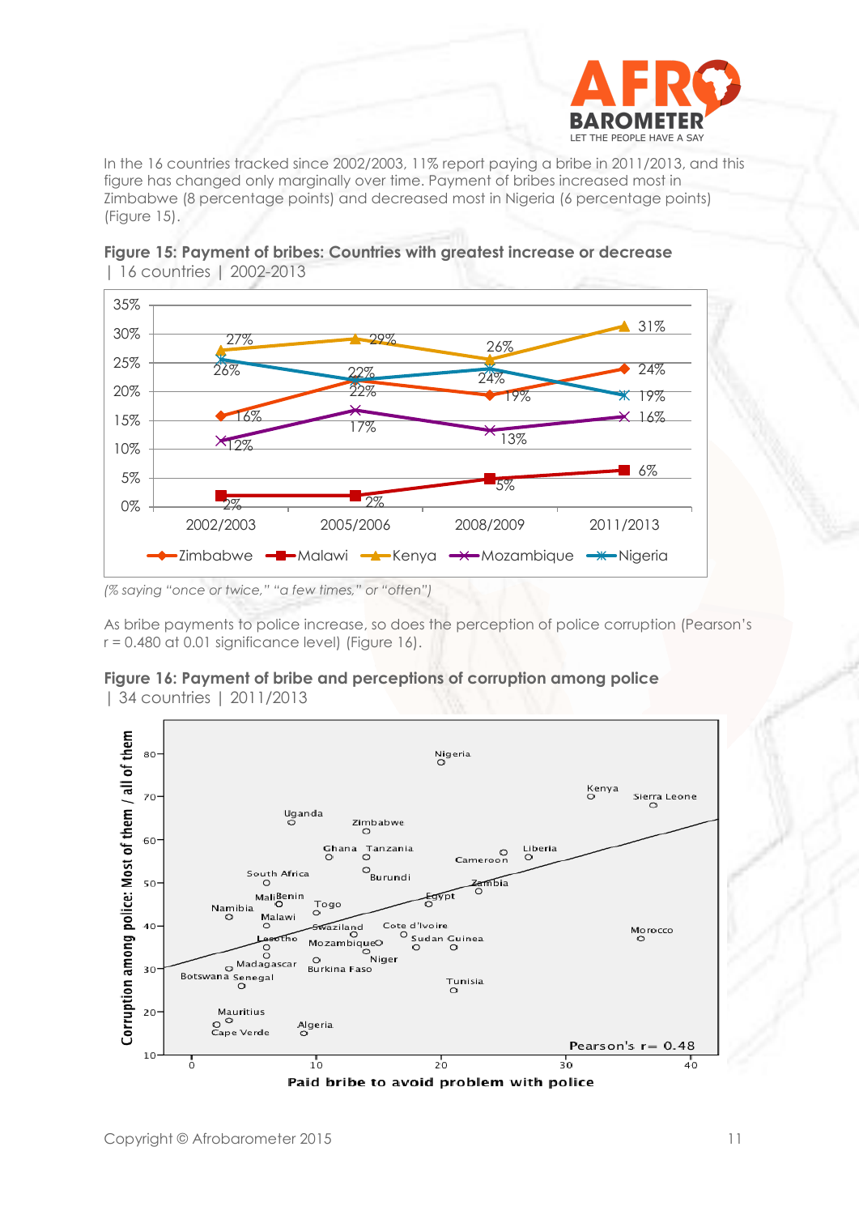In the 16 countries tracked since 2002/2003, 11% report paying a bribe in 2011/2013, and this figure has changed only marginally over time. Payment of bribes increased most in Zimbabwe (8 percentage points) and decreased most in Nigeria (6 percentage points) (Figure 15).

**Figure 15: Payment of bribes: Countries with greatest increase or decrease** | 16 countries | 2002-2013

| | 2002/2003 | 2005/2006 | 2008/2009 | 2011/2013 |
|---|---|---|---|---|
| Zimbabwe | 16% | 22% | 19% | 24% |
| Malawi | 2% | 2% | 5% | 6% |
| Kenya | 27% | 29% | 26% | 31% |
| Mozambique | 12% | 17% | 13% | 16% |
| Nigeria | 26% | 22% | 24% | 19% |

*(% saying "once or twice," "a few times," or "often")*

As bribe payments to police increase, so does the perception of police corruption (Pearson's r = 0.480 at 0.01 significance level) (Figure 16).

**Figure 16: Payment of bribe and perceptions of corruption among police** | 34 countries | 2011/2013

Y-axis: Corruption among police: Most of them / all of them

X-axis: Paid bribe to avoid problem with police

Pearson's r = 0.48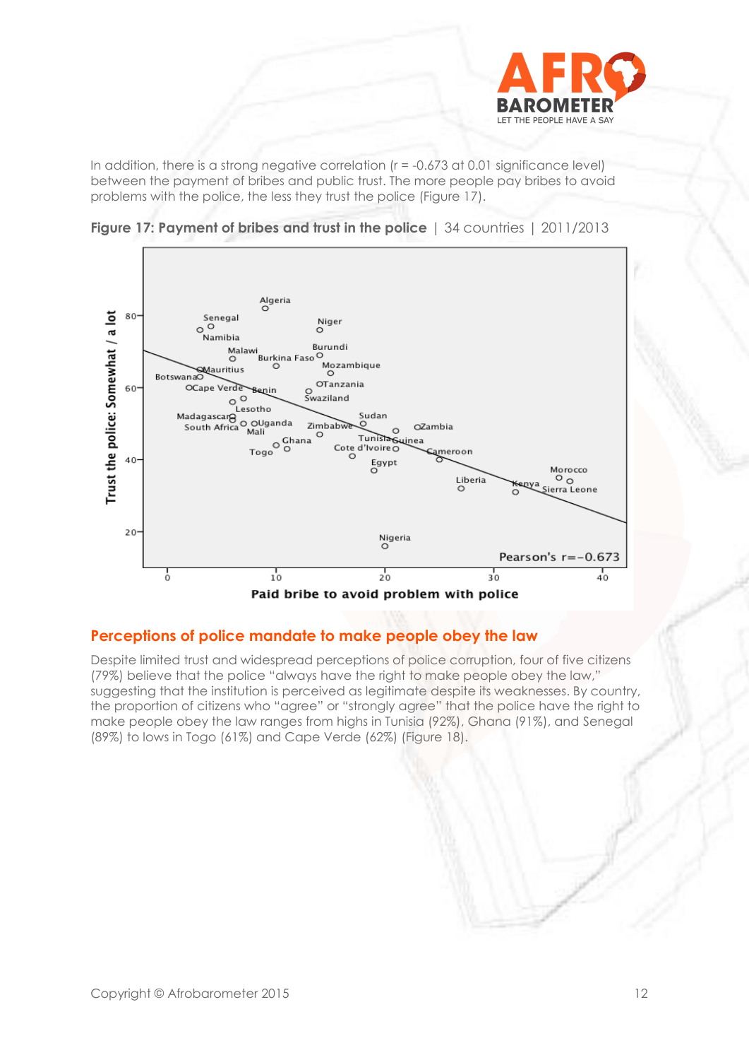In addition, there is a strong negative correlation (r = -0.673 at 0.01 significance level) between the payment of bribes and public trust. The more people pay bribes to avoid problems with the police, the less they trust the police (Figure 17).

**Figure 17: Payment of bribes and trust in the police** | 34 countries | 2011/2013

## Perceptions of police mandate to make people obey the law

Despite limited trust and widespread perceptions of police corruption, four of five citizens (79%) believe that the police "always have the right to make people obey the law," suggesting that the institution is perceived as legitimate despite its weaknesses. By country, the proportion of citizens who "agree" or "strongly agree" that the police have the right to make people obey the law ranges from highs in Tunisia (92%), Ghana (91%), and Senegal (89%) to lows in Togo (61%) and Cape Verde (62%) (Figure 18).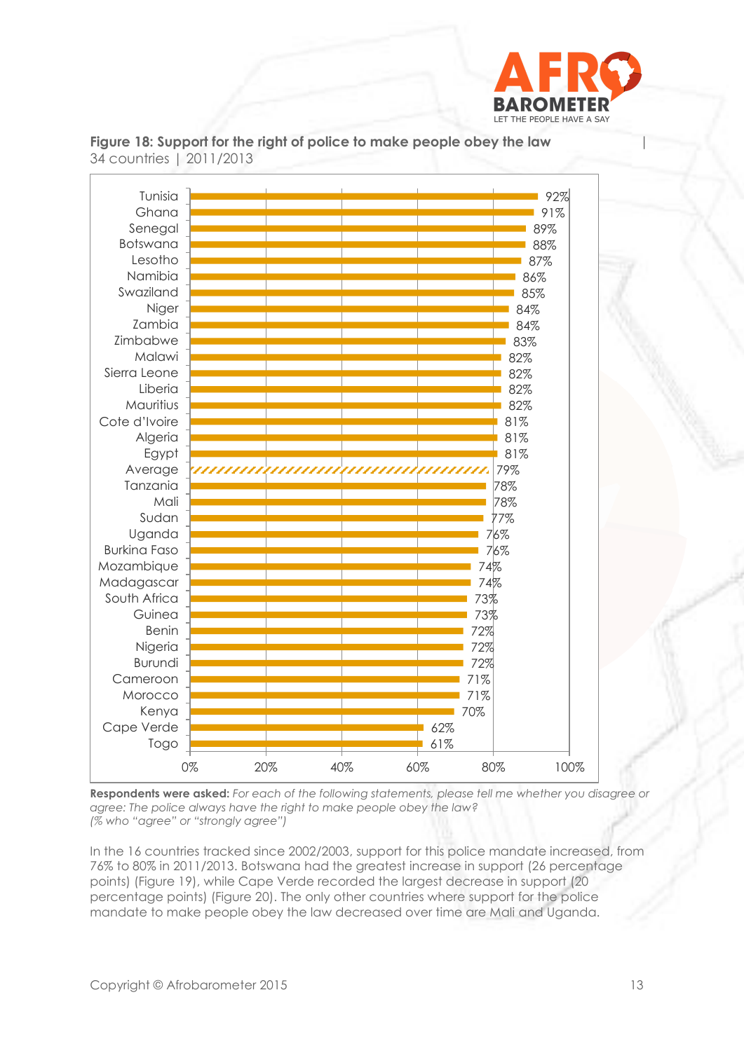**Figure 18: Support for the right of police to make people obey the law**
34 countries | 2011/2013

| Country | % |
|---|---|
| Tunisia | 92% |
| Ghana | 91% |
| Senegal | 89% |
| Botswana | 88% |
| Lesotho | 87% |
| Namibia | 86% |
| Swaziland | 85% |
| Niger | 84% |
| Zambia | 84% |
| Zimbabwe | 83% |
| Malawi | 82% |
| Sierra Leone | 82% |
| Liberia | 82% |
| Mauritius | 82% |
| Cote d'Ivoire | 81% |
| Algeria | 81% |
| Egypt | 81% |
| Average | 79% |
| Tanzania | 78% |
| Mali | 78% |
| Sudan | 77% |
| Uganda | 76% |
| Burkina Faso | 76% |
| Mozambique | 74% |
| Madagascar | 74% |
| South Africa | 73% |
| Guinea | 73% |
| Benin | 72% |
| Nigeria | 72% |
| Burundi | 72% |
| Cameroon | 71% |
| Morocco | 71% |
| Kenya | 70% |
| Cape Verde | 62% |
| Togo | 61% |

**Respondents were asked:** *For each of the following statements, please tell me whether you disagree or agree: The police always have the right to make people obey the law?*
*(% who "agree" or "strongly agree")*

In the 16 countries tracked since 2002/2003, support for this police mandate increased, from 76% to 80% in 2011/2013. Botswana had the greatest increase in support (26 percentage points) (Figure 19), while Cape Verde recorded the largest decrease in support (20 percentage points) (Figure 20). The only other countries where support for the police mandate to make people obey the law decreased over time are Mali and Uganda.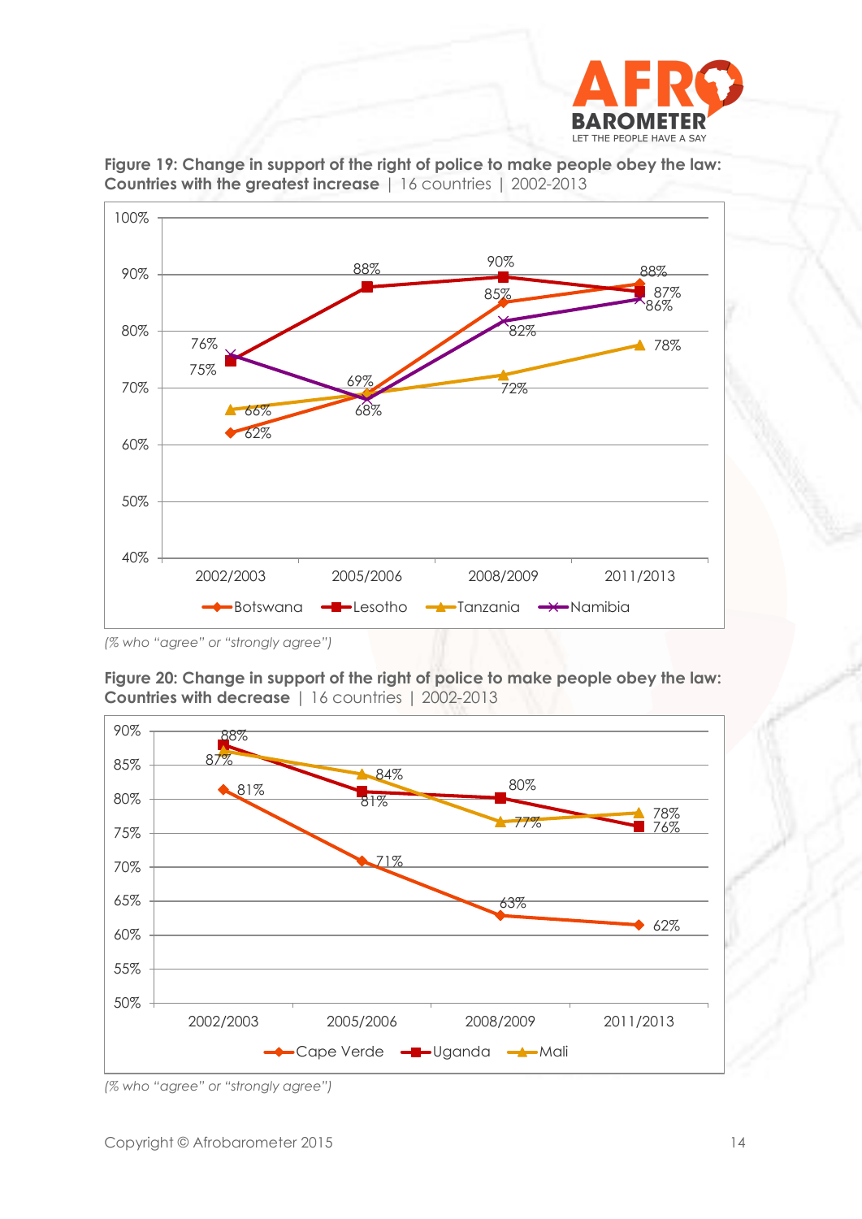**Figure 19: Change in support of the right of police to make people obey the law: Countries with the greatest increase** | 16 countries | 2002-2013

| | 2002/2003 | 2005/2006 | 2008/2009 | 2011/2013 |
|---|---|---|---|---|
| Botswana | 62% | 69% | 85% | 88% |
| Lesotho | 75% | 88% | 90% | 87% |
| Tanzania | 66% | 69% | 72% | 78% |
| Namibia | 76% | 68% | 82% | 86% |

*(% who "agree" or "strongly agree")*

**Figure 20: Change in support of the right of police to make people obey the law: Countries with decrease** | 16 countries | 2002-2013

| | 2002/2003 | 2005/2006 | 2008/2009 | 2011/2013 |
|---|---|---|---|---|
| Cape Verde | 81% | 71% | 63% | 62% |
| Uganda | 88% | 81% | 80% | 76% |
| Mali | 87% | 84% | 77% | 78% |

*(% who "agree" or "strongly agree")*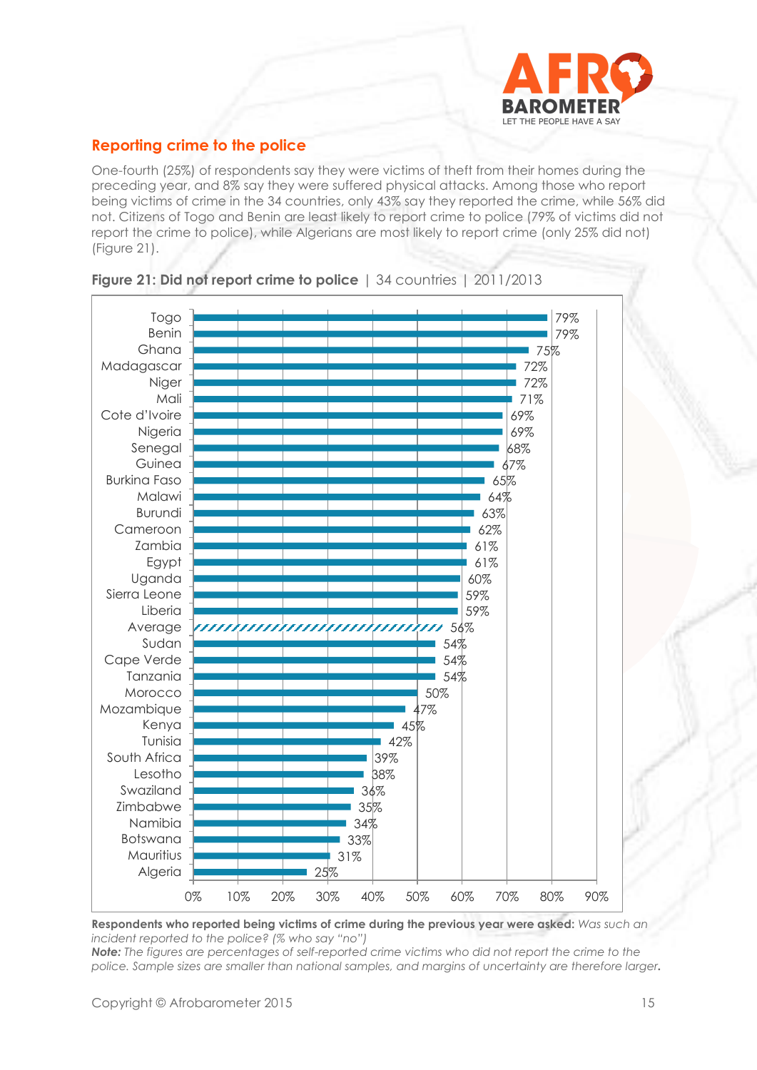## Reporting crime to the police

One-fourth (25%) of respondents say they were victims of theft from their homes during the preceding year, and 8% say they were suffered physical attacks. Among those who report being victims of crime in the 34 countries, only 43% say they reported the crime, while 56% did not. Citizens of Togo and Benin are least likely to report crime to police (79% of victims did not report the crime to police), while Algerians are most likely to report crime (only 25% did not) (Figure 21).

**Figure 21: Did not report crime to police** | 34 countries | 2011/2013

| Country | % |
|---|---|
| Togo | 79% |
| Benin | 79% |
| Ghana | 75% |
| Madagascar | 72% |
| Niger | 72% |
| Mali | 71% |
| Cote d'Ivoire | 69% |
| Nigeria | 69% |
| Senegal | 68% |
| Guinea | 67% |
| Burkina Faso | 65% |
| Malawi | 64% |
| Burundi | 63% |
| Cameroon | 62% |
| Zambia | 61% |
| Egypt | 61% |
| Uganda | 60% |
| Sierra Leone | 59% |
| Liberia | 59% |
| Average | 56% |
| Sudan | 54% |
| Cape Verde | 54% |
| Tanzania | 54% |
| Morocco | 50% |
| Mozambique | 47% |
| Kenya | 45% |
| Tunisia | 42% |
| South Africa | 39% |
| Lesotho | 38% |
| Swaziland | 36% |
| Zimbabwe | 35% |
| Namibia | 34% |
| Botswana | 33% |
| Mauritius | 31% |
| Algeria | 25% |

**Respondents who reported being victims of crime during the previous year were asked:** *Was such an incident reported to the police? (% who say "no")*

***Note:*** *The figures are percentages of self-reported crime victims who did not report the crime to the police. Sample sizes are smaller than national samples, and margins of uncertainty are therefore larger.*

Copyright © Afrobarometer 2015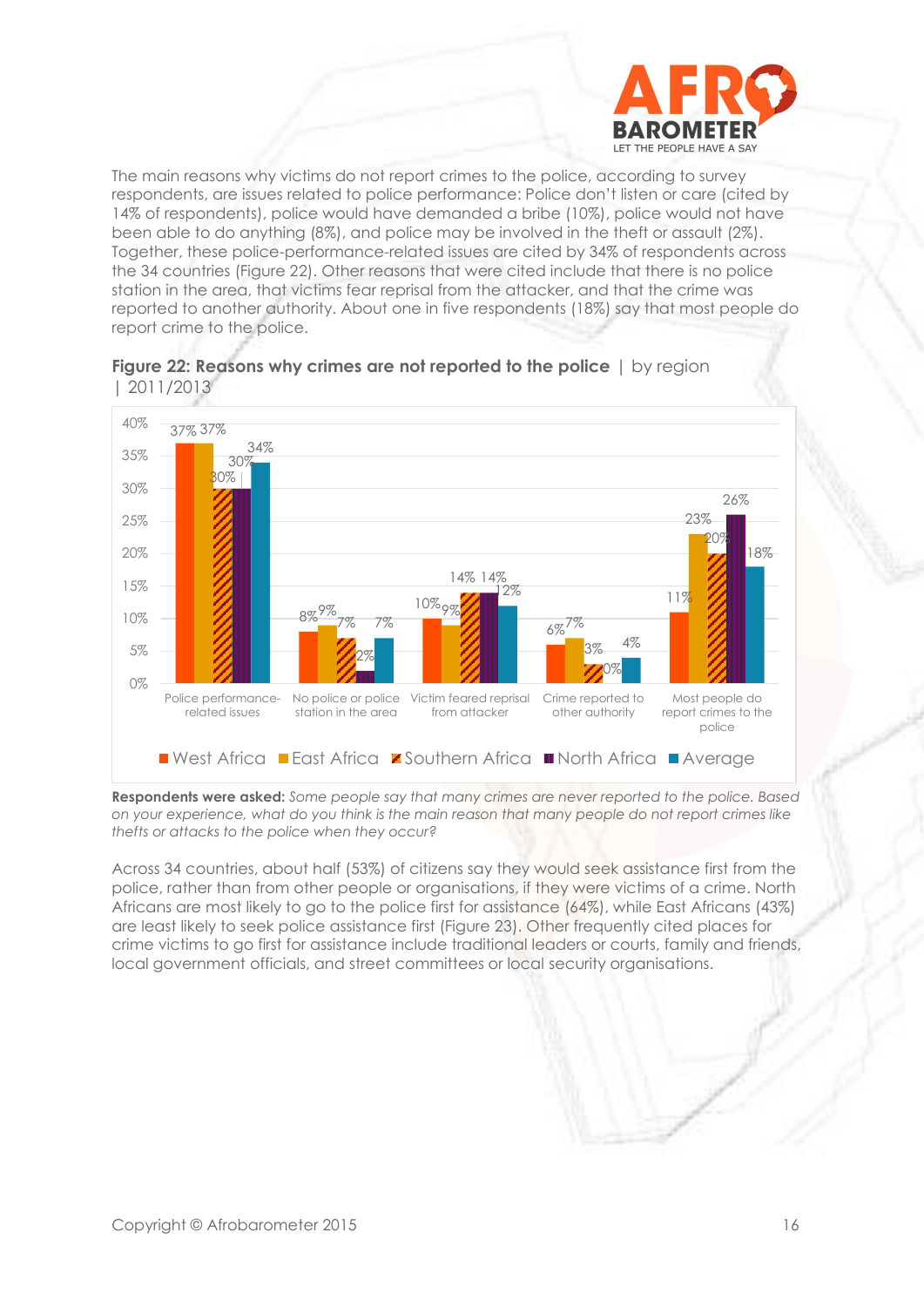The main reasons why victims do not report crimes to the police, according to survey respondents, are issues related to police performance: Police don't listen or care (cited by 14% of respondents), police would have demanded a bribe (10%), police would not have been able to do anything (8%), and police may be involved in the theft or assault (2%). Together, these police-performance-related issues are cited by 34% of respondents across the 34 countries (Figure 22). Other reasons that were cited include that there is no police station in the area, that victims fear reprisal from the attacker, and that the crime was reported to another authority. About one in five respondents (18%) say that most people do report crime to the police.

**Figure 22: Reasons why crimes are not reported to the police** | by region | 2011/2013

| | West Africa | East Africa | Southern Africa | North Africa | Average |
|---|---|---|---|---|---|
| Police performance-related issues | 37% | 37% | 30% | 30% | 34% |
| No police or police station in the area | 8% | 9% | 7% | 2% | 7% |
| Victim feared reprisal from attacker | 10% | 9% | 14% | 14% | 12% |
| Crime reported to other authority | 6% | 7% | 3% | 0% | 4% |
| Most people do report crimes to the police | 11% | 23% | 20% | 26% | 18% |

**Respondents were asked:** *Some people say that many crimes are never reported to the police. Based on your experience, what do you think is the main reason that many people do not report crimes like thefts or attacks to the police when they occur?*

Across 34 countries, about half (53%) of citizens say they would seek assistance first from the police, rather than from other people or organisations, if they were victims of a crime. North Africans are most likely to go to the police first for assistance (64%), while East Africans (43%) are least likely to seek police assistance first (Figure 23). Other frequently cited places for crime victims to go first for assistance include traditional leaders or courts, family and friends, local government officials, and street committees or local security organisations.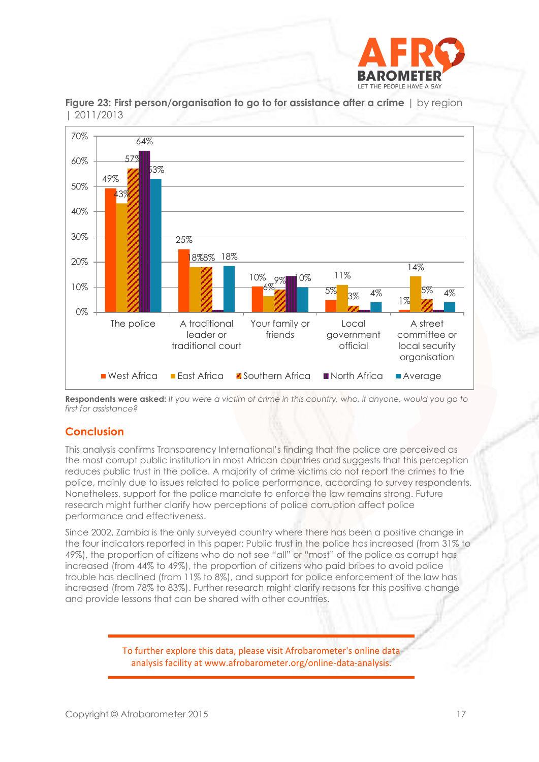**Figure 23: First person/organisation to go to for assistance after a crime** | by region | 2011/2013

| | West Africa | East Africa | Southern Africa | North Africa | Average |
|---|---|---|---|---|---|
| The police | 49% | 43% | 57% | 64% | 53% |
| A traditional leader or traditional court | 25% | 18% | 18% | | 18% |
| Your family or friends | 10% | 6% | 9% | | 10% |
| Local government official | 5% | 11% | 3% | | 4% |
| A street committee or local security organisation | 1% | 14% | 5% | | 4% |

**Respondents were asked:** *If you were a victim of crime in this country, who, if anyone, would you go to first for assistance?*

## Conclusion

This analysis confirms Transparency International's finding that the police are perceived as the most corrupt public institution in most African countries and suggests that this perception reduces public trust in the police. A majority of crime victims do not report the crimes to the police, mainly due to issues related to police performance, according to survey respondents. Nonetheless, support for the police mandate to enforce the law remains strong. Future research might further clarify how perceptions of police corruption affect police performance and effectiveness.

Since 2002, Zambia is the only surveyed country where there has been a positive change in the four indicators reported in this paper: Public trust in the police has increased (from 31% to 49%), the proportion of citizens who do not see "all" or "most" of the police as corrupt has increased (from 44% to 49%), the proportion of citizens who paid bribes to avoid police trouble has declined (from 11% to 8%), and support for police enforcement of the law has increased (from 78% to 83%). Further research might clarify reasons for this positive change and provide lessons that can be shared with other countries.

To further explore this data, please visit Afrobarometer's online data analysis facility at www.afrobarometer.org/online-data-analysis.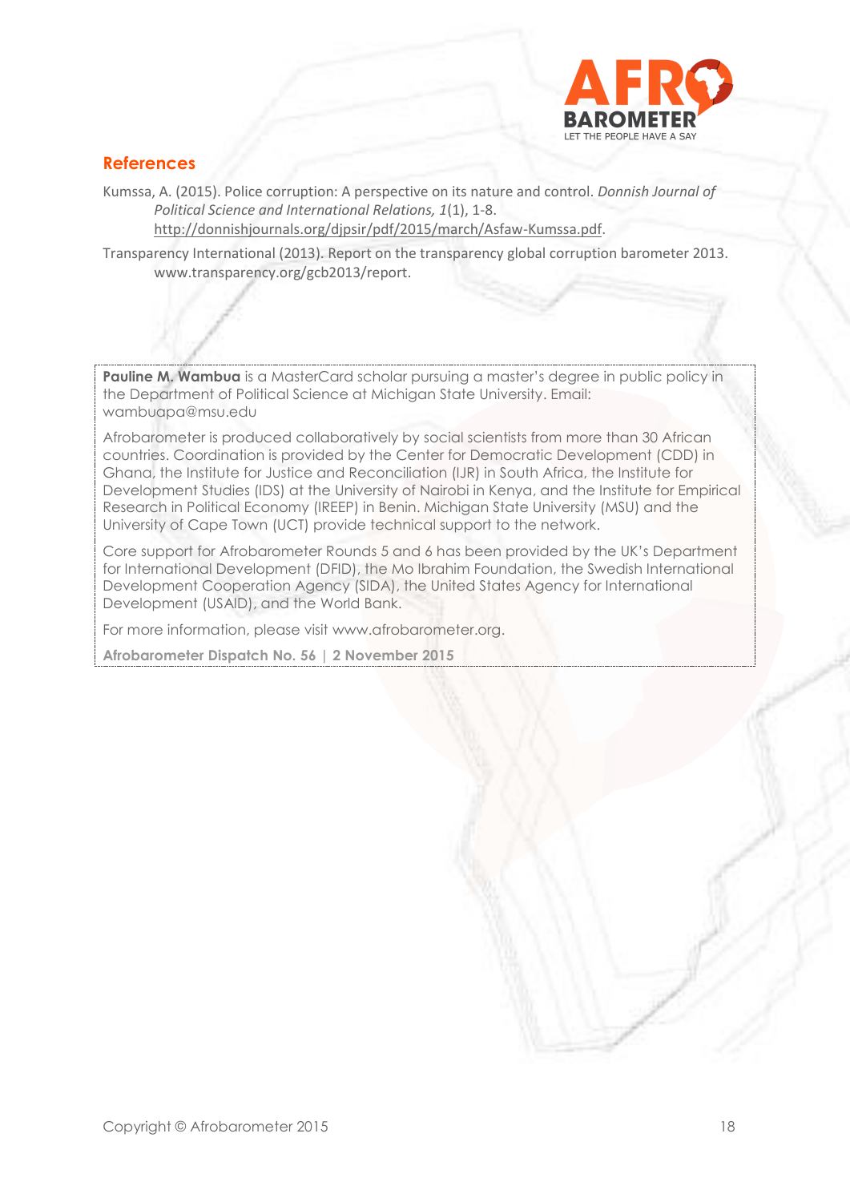## References

Kumssa, A. (2015). Police corruption: A perspective on its nature and control. *Donnish Journal of Political Science and International Relations, 1*(1), 1-8. http://donnishjournals.org/djpsir/pdf/2015/march/Asfaw-Kumssa.pdf.

Transparency International (2013). Report on the transparency global corruption barometer 2013. www.transparency.org/gcb2013/report.

**Pauline M. Wambua** is a MasterCard scholar pursuing a master's degree in public policy in the Department of Political Science at Michigan State University. Email: wambuapa@msu.edu

Afrobarometer is produced collaboratively by social scientists from more than 30 African countries. Coordination is provided by the Center for Democratic Development (CDD) in Ghana, the Institute for Justice and Reconciliation (IJR) in South Africa, the Institute for Development Studies (IDS) at the University of Nairobi in Kenya, and the Institute for Empirical Research in Political Economy (IREEP) in Benin. Michigan State University (MSU) and the University of Cape Town (UCT) provide technical support to the network.

Core support for Afrobarometer Rounds 5 and 6 has been provided by the UK's Department for International Development (DFID), the Mo Ibrahim Foundation, the Swedish International Development Cooperation Agency (SIDA), the United States Agency for International Development (USAID), and the World Bank.

For more information, please visit www.afrobarometer.org.

**Afrobarometer Dispatch No. 56 | 2 November 2015**